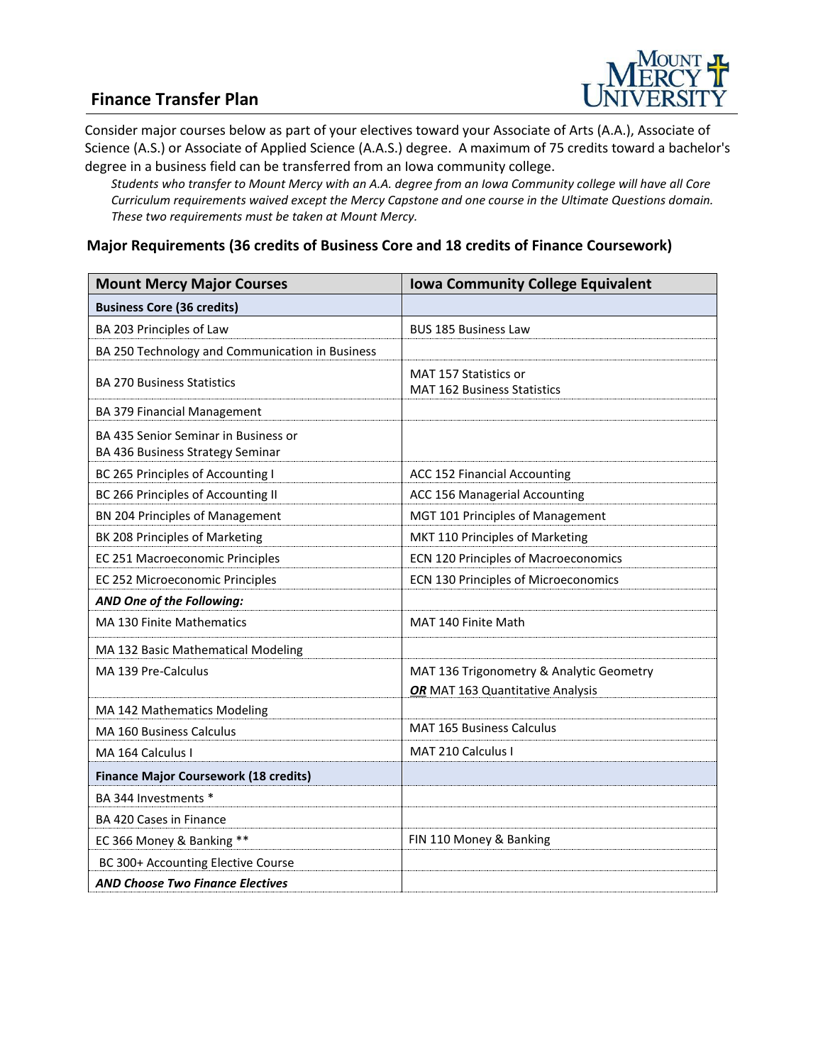# Finance Transfer Plan

Consider major courses below as part of your electives toward your Associate of Arts (A.A.), Associate of Science (A.S.) or Associate of Applied Science (A.A.S.) degree. A maximum of 75 credits toward a bachelor's degree in a business field can be transferred from an Iowa community college.

*Students who transfer to Mount Mercy with an A.A. degree from an Iowa Community college will have all Core Curriculum requirements waived except the Mercy Capstone and one course in the Ultimate Questions domain. These two requirements must be taken at Mount Mercy.*

## Major Requirements (36 credits of Business Core and 18 credits of Finance Coursework)

| Mount Mercy Major Courses | Iowa Community College Equivalent |
|---|---|
| **Business Core (36 credits)** | |
| BA 203 Principles of Law | BUS 185 Business Law |
| BA 250 Technology and Communication in Business | |
| BA 270 Business Statistics | MAT 157 Statistics or MAT 162 Business Statistics |
| BA 379 Financial Management | |
| BA 435 Senior Seminar in Business or BA 436 Business Strategy Seminar | |
| BC 265 Principles of Accounting I | ACC 152 Financial Accounting |
| BC 266 Principles of Accounting II | ACC 156 Managerial Accounting |
| BN 204 Principles of Management | MGT 101 Principles of Management |
| BK 208 Principles of Marketing | MKT 110 Principles of Marketing |
| EC 251 Macroeconomic Principles | ECN 120 Principles of Macroeconomics |
| EC 252 Microeconomic Principles | ECN 130 Principles of Microeconomics |
| ***AND One of the Following:*** | |
| MA 130 Finite Mathematics | MAT 140 Finite Math |
| MA 132 Basic Mathematical Modeling | |
| MA 139 Pre-Calculus | MAT 136 Trigonometry & Analytic Geometry ***OR*** MAT 163 Quantitative Analysis |
| MA 142 Mathematics Modeling | |
| MA 160 Business Calculus | MAT 165 Business Calculus |
| MA 164 Calculus I | MAT 210 Calculus I |
| **Finance Major Coursework (18 credits)** | |
| BA 344 Investments * | |
| BA 420 Cases in Finance | |
| EC 366 Money & Banking ** | FIN 110 Money & Banking |
| BC 300+ Accounting Elective Course | |
| ***AND Choose Two Finance Electives*** | |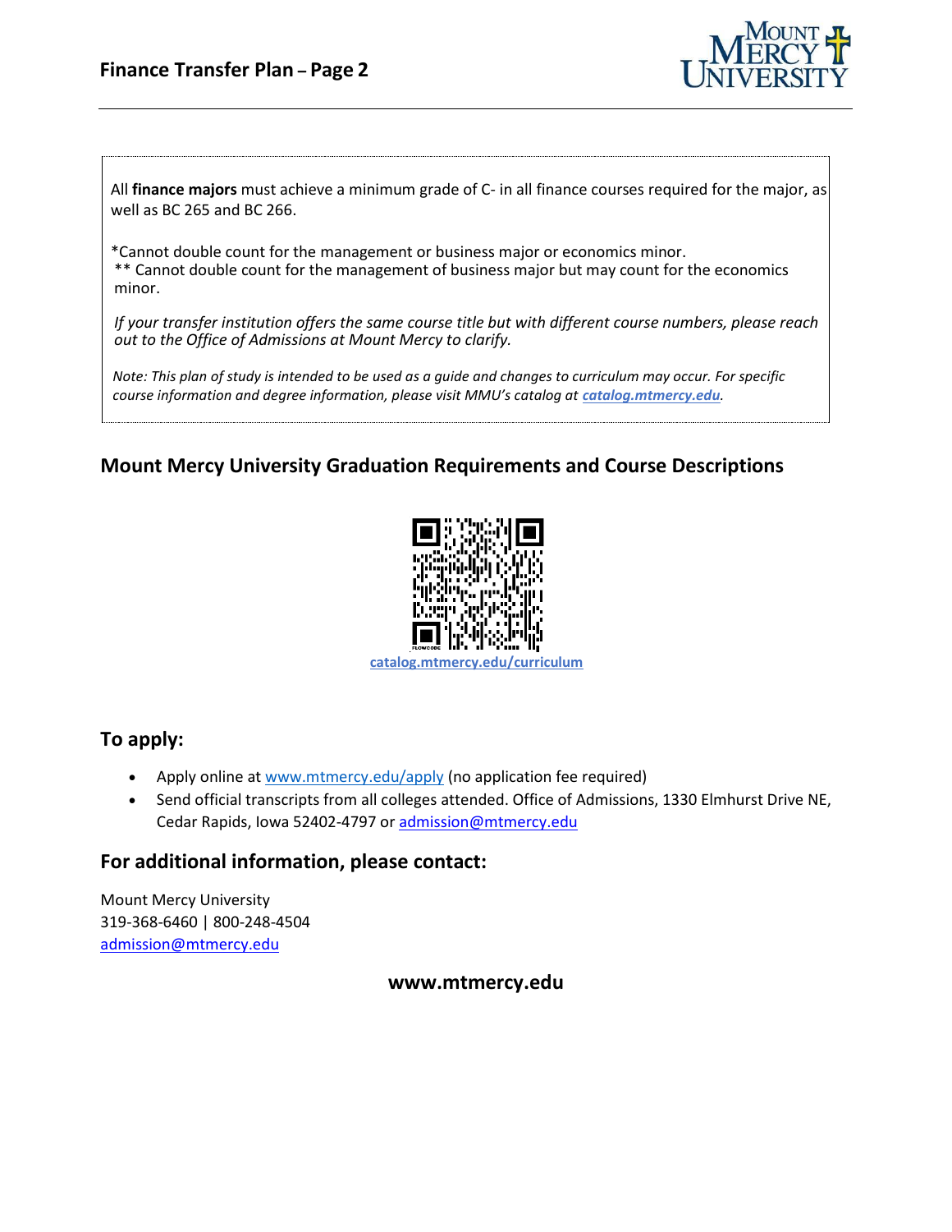All **finance majors** must achieve a minimum grade of C- in all finance courses required for the major, as well as BC 265 and BC 266.

*Cannot double count for the management or business major or economics minor.
** Cannot double count for the management of business major but may count for the economics minor.

*If your transfer institution offers the same course title but with different course numbers, please reach out to the Office of Admissions at Mount Mercy to clarify.*

*Note: This plan of study is intended to be used as a guide and changes to curriculum may occur. For specific course information and degree information, please visit MMU's catalog at **catalog.mtmercy.edu**.*

## Mount Mercy University Graduation Requirements and Course Descriptions

**catalog.mtmercy.edu/curriculum**

## To apply:

- Apply online at www.mtmercy.edu/apply (no application fee required)
- Send official transcripts from all colleges attended. Office of Admissions, 1330 Elmhurst Drive NE, Cedar Rapids, Iowa 52402-4797 or admission@mtmercy.edu

## For additional information, please contact:

Mount Mercy University
319-368-6460 | 800-248-4504
admission@mtmercy.edu

**www.mtmercy.edu**